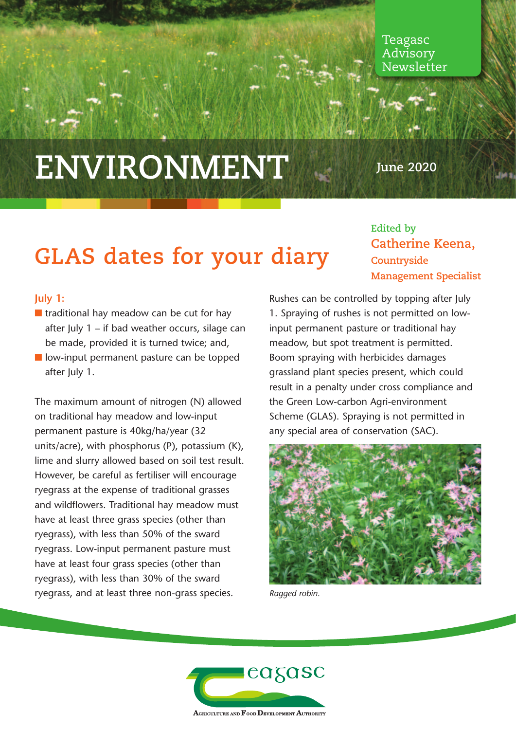Teagasc Advisory Newsletter

# ENVIRONMENT

June 2020

## GLAS dates for your diary

Edited by **Catherine Keena, Countryside Management Specialist**

**July 1:**

- traditional hay meadow can be cut for hay after July 1 – if bad weather occurs, silage can be made, provided it is turned twice; and,
- low-input permanent pasture can be topped after July 1.

The maximum amount of nitrogen (N) allowed on traditional hay meadow and low-input permanent pasture is 40kg/ha/year (32 units/acre), with phosphorus (P), potassium (K), lime and slurry allowed based on soil test result. However, be careful as fertiliser will encourage ryegrass at the expense of traditional grasses and wildflowers. Traditional hay meadow must have at least three grass species (other than ryegrass), with less than 50% of the sward ryegrass. Low-input permanent pasture must have at least four grass species (other than ryegrass), with less than 30% of the sward ryegrass, and at least three non-grass species.

Rushes can be controlled by topping after July 1. Spraying of rushes is not permitted on low-input permanent pasture or traditional hay meadow, but spot treatment is permitted. Boom spraying with herbicides damages grassland plant species present, which could result in a penalty under cross compliance and the Green Low-carbon Agri-environment Scheme (GLAS). Spraying is not permitted in any special area of conservation (SAC).

*Ragged robin.*

Teagasc – Agriculture and Food Development Authority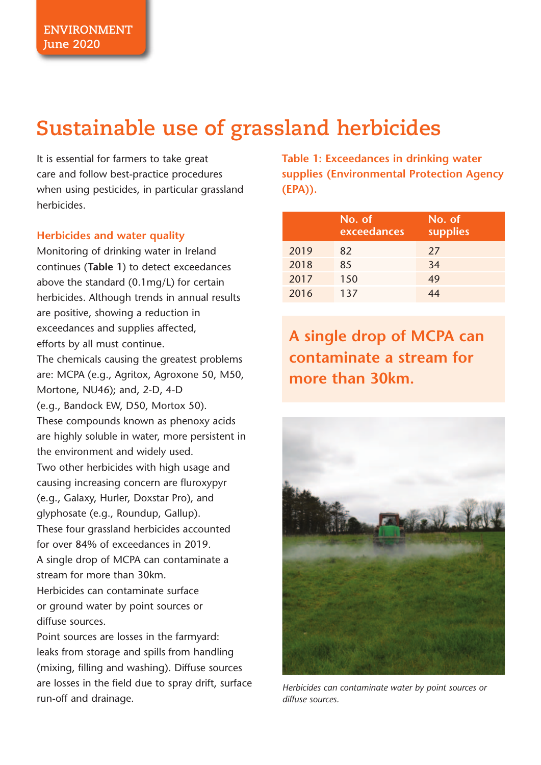ENVIRONMENT
June 2020

# Sustainable use of grassland herbicides

It is essential for farmers to take great care and follow best-practice procedures when using pesticides, in particular grassland herbicides.

## Herbicides and water quality

Monitoring of drinking water in Ireland continues (**Table 1**) to detect exceedances above the standard (0.1mg/L) for certain herbicides. Although trends in annual results are positive, showing a reduction in exceedances and supplies affected, efforts by all must continue.

The chemicals causing the greatest problems are: MCPA (e.g., Agritox, Agroxone 50, M50, Mortone, NU46); and, 2-D, 4-D (e.g., Bandock EW, D50, Mortox 50). These compounds known as phenoxy acids are highly soluble in water, more persistent in the environment and widely used.

Two other herbicides with high usage and causing increasing concern are fluroxypyr (e.g., Galaxy, Hurler, Doxstar Pro), and glyphosate (e.g., Roundup, Gallup). These four grassland herbicides accounted for over 84% of exceedances in 2019.

A single drop of MCPA can contaminate a stream for more than 30km.

Herbicides can contaminate surface or ground water by point sources or diffuse sources.

Point sources are losses in the farmyard: leaks from storage and spills from handling (mixing, filling and washing). Diffuse sources are losses in the field due to spray drift, surface run-off and drainage.

**Table 1: Exceedances in drinking water supplies (Environmental Protection Agency (EPA)).**

| | No. of exceedances | No. of supplies |
|---|---|---|
| 2019 | 82 | 27 |
| 2018 | 85 | 34 |
| 2017 | 150 | 49 |
| 2016 | 137 | 44 |

**A single drop of MCPA can contaminate a stream for more than 30km.**

*Herbicides can contaminate water by point sources or diffuse sources.*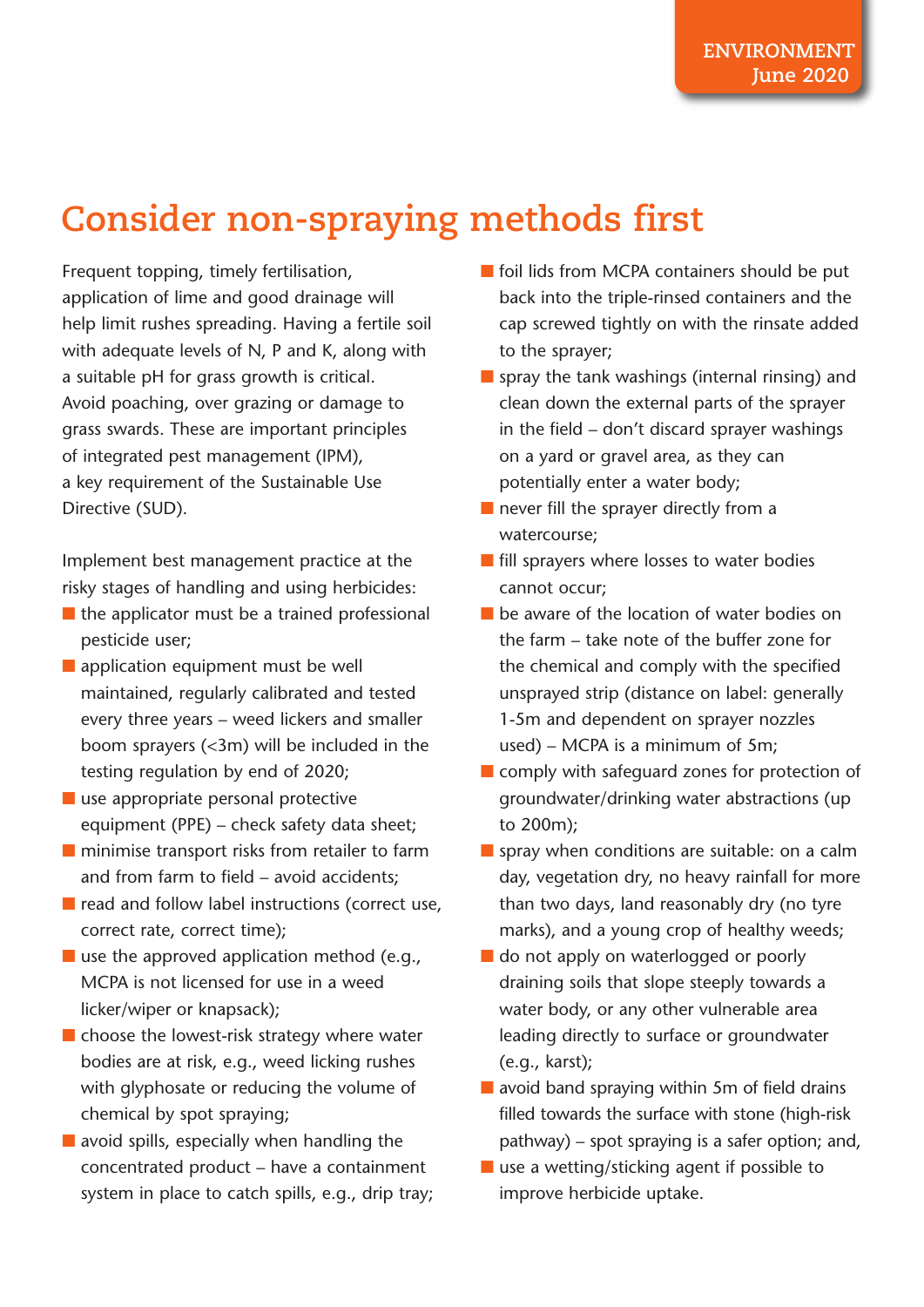# Consider non-spraying methods first

Frequent topping, timely fertilisation, application of lime and good drainage will help limit rushes spreading. Having a fertile soil with adequate levels of N, P and K, along with a suitable pH for grass growth is critical. Avoid poaching, over grazing or damage to grass swards. These are important principles of integrated pest management (IPM), a key requirement of the Sustainable Use Directive (SUD).

Implement best management practice at the risky stages of handling and using herbicides:

- the applicator must be a trained professional pesticide user;
- application equipment must be well maintained, regularly calibrated and tested every three years – weed lickers and smaller boom sprayers (<3m) will be included in the testing regulation by end of 2020;
- use appropriate personal protective equipment (PPE) – check safety data sheet;
- minimise transport risks from retailer to farm and from farm to field – avoid accidents;
- read and follow label instructions (correct use, correct rate, correct time);
- use the approved application method (e.g., MCPA is not licensed for use in a weed licker/wiper or knapsack);
- choose the lowest-risk strategy where water bodies are at risk, e.g., weed licking rushes with glyphosate or reducing the volume of chemical by spot spraying;
- avoid spills, especially when handling the concentrated product – have a containment system in place to catch spills, e.g., drip tray;
- foil lids from MCPA containers should be put back into the triple-rinsed containers and the cap screwed tightly on with the rinsate added to the sprayer;
- spray the tank washings (internal rinsing) and clean down the external parts of the sprayer in the field – don't discard sprayer washings on a yard or gravel area, as they can potentially enter a water body;
- never fill the sprayer directly from a watercourse;
- fill sprayers where losses to water bodies cannot occur;
- be aware of the location of water bodies on the farm – take note of the buffer zone for the chemical and comply with the specified unsprayed strip (distance on label: generally 1-5m and dependent on sprayer nozzles used) – MCPA is a minimum of 5m;
- comply with safeguard zones for protection of groundwater/drinking water abstractions (up to 200m);
- spray when conditions are suitable: on a calm day, vegetation dry, no heavy rainfall for more than two days, land reasonably dry (no tyre marks), and a young crop of healthy weeds;
- do not apply on waterlogged or poorly draining soils that slope steeply towards a water body, or any other vulnerable area leading directly to surface or groundwater (e.g., karst);
- avoid band spraying within 5m of field drains filled towards the surface with stone (high-risk pathway) – spot spraying is a safer option; and,
- use a wetting/sticking agent if possible to improve herbicide uptake.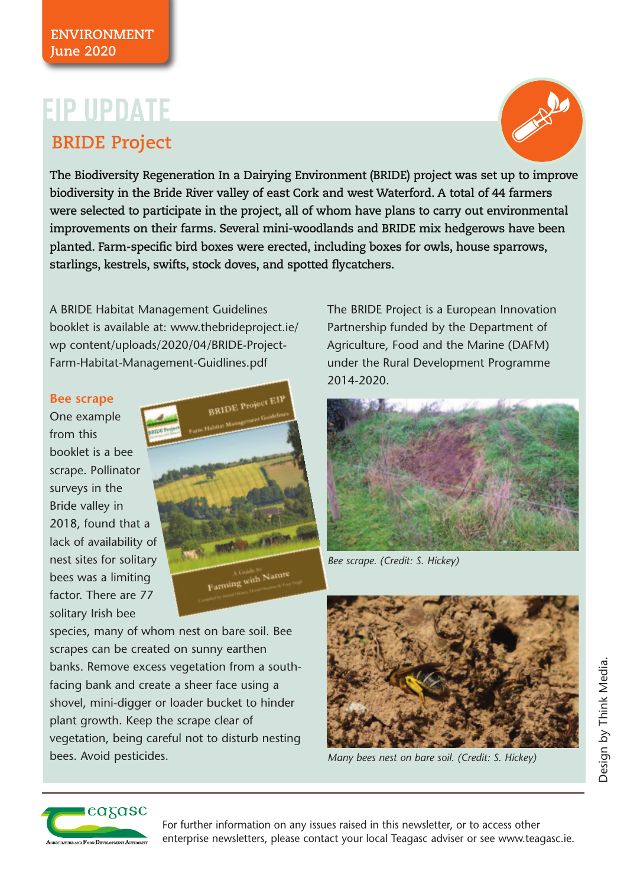ENVIRONMENT
June 2020

# EIP UPDATE

## BRIDE Project

**The Biodiversity Regeneration In a Dairying Environment (BRIDE) project was set up to improve biodiversity in the Bride River valley of east Cork and west Waterford. A total of 44 farmers were selected to participate in the project, all of whom have plans to carry out environmental improvements on their farms. Several mini-woodlands and BRIDE mix hedgerows have been planted. Farm-specific bird boxes were erected, including boxes for owls, house sparrows, starlings, kestrels, swifts, stock doves, and spotted flycatchers.**

A BRIDE Habitat Management Guidelines booklet is available at: www.thebrideproject.ie/wp content/uploads/2020/04/BRIDE-Project-Farm-Habitat-Management-Guidlines.pdf

### Bee scrape

One example from this booklet is a bee scrape. Pollinator surveys in the Bride valley in 2018, found that a lack of availability of nest sites for solitary bees was a limiting factor. There are 77 solitary Irish bee species, many of whom nest on bare soil. Bee scrapes can be created on sunny earthen banks. Remove excess vegetation from a south-facing bank and create a sheer face using a shovel, mini-digger or loader bucket to hinder plant growth. Keep the scrape clear of vegetation, being careful not to disturb nesting bees. Avoid pesticides.

The BRIDE Project is a European Innovation Partnership funded by the Department of Agriculture, Food and the Marine (DAFM) under the Rural Development Programme 2014-2020.

*Bee scrape. (Credit: S. Hickey)*

*Many bees nest on bare soil. (Credit: S. Hickey)*

For further information on any issues raised in this newsletter, or to access other enterprise newsletters, please contact your local Teagasc adviser or see www.teagasc.ie.

Design by Think Media.